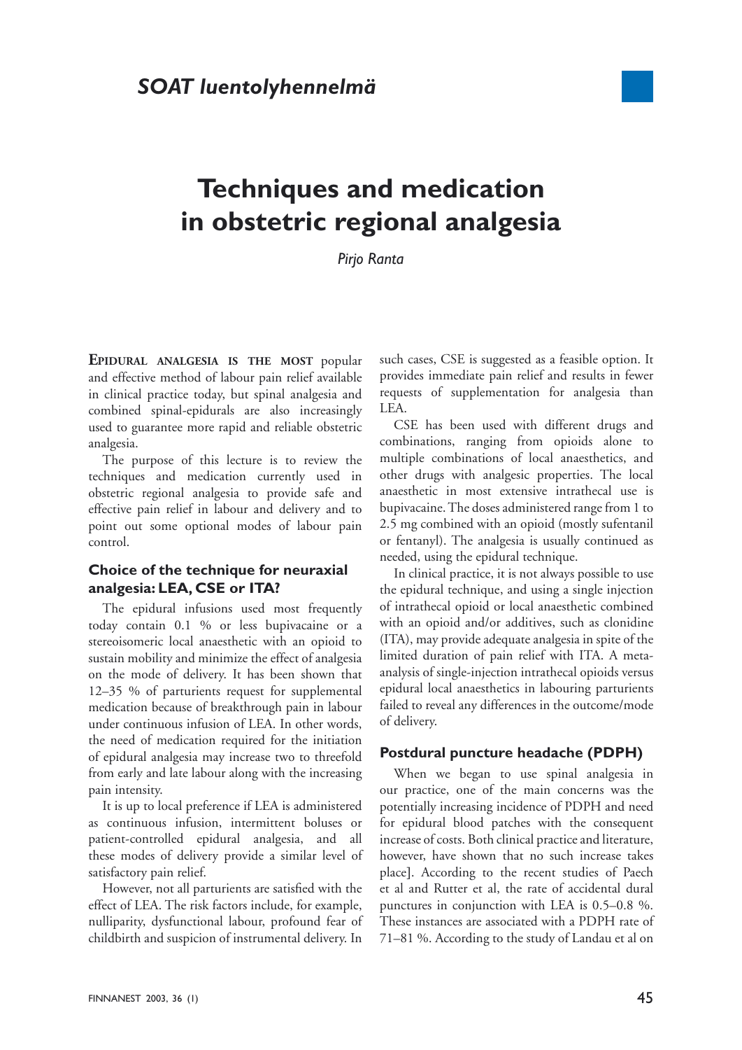*SOAT luentolyhennelmä*

# Techniques and medication in obstetric regional analgesia

*Pirjo Ranta*

**Epidural analgesia is the most** popular and effective method of labour pain relief available in clinical practice today, but spinal analgesia and combined spinal-epidurals are also increasingly used to guarantee more rapid and reliable obstetric analgesia.

The purpose of this lecture is to review the techniques and medication currently used in obstetric regional analgesia to provide safe and effective pain relief in labour and delivery and to point out some optional modes of labour pain control.

## Choice of the technique for neuraxial analgesia: LEA, CSE or ITA?

The epidural infusions used most frequently today contain 0.1 % or less bupivacaine or a stereoisomeric local anaesthetic with an opioid to sustain mobility and minimize the effect of analgesia on the mode of delivery. It has been shown that 12–35 % of parturients request for supplemental medication because of breakthrough pain in labour under continuous infusion of LEA. In other words, the need of medication required for the initiation of epidural analgesia may increase two to threefold from early and late labour along with the increasing pain intensity.

It is up to local preference if LEA is administered as continuous infusion, intermittent boluses or patient-controlled epidural analgesia, and all these modes of delivery provide a similar level of satisfactory pain relief.

However, not all parturients are satisfied with the effect of LEA. The risk factors include, for example, nulliparity, dysfunctional labour, profound fear of childbirth and suspicion of instrumental delivery. In such cases, CSE is suggested as a feasible option. It provides immediate pain relief and results in fewer requests of supplementation for analgesia than LEA.

CSE has been used with different drugs and combinations, ranging from opioids alone to multiple combinations of local anaesthetics, and other drugs with analgesic properties. The local anaesthetic in most extensive intrathecal use is bupivacaine. The doses administered range from 1 to 2.5 mg combined with an opioid (mostly sufentanil or fentanyl). The analgesia is usually continued as needed, using the epidural technique.

In clinical practice, it is not always possible to use the epidural technique, and using a single injection of intrathecal opioid or local anaesthetic combined with an opioid and/or additives, such as clonidine (ITA), may provide adequate analgesia in spite of the limited duration of pain relief with ITA. A meta-analysis of single-injection intrathecal opioids versus epidural local anaesthetics in labouring parturients failed to reveal any differences in the outcome/mode of delivery.

## Postdural puncture headache (PDPH)

When we began to use spinal analgesia in our practice, one of the main concerns was the potentially increasing incidence of PDPH and need for epidural blood patches with the consequent increase of costs. Both clinical practice and literature, however, have shown that no such increase takes place]. According to the recent studies of Paech et al and Rutter et al, the rate of accidental dural punctures in conjunction with LEA is 0.5–0.8 %. These instances are associated with a PDPH rate of 71–81 %. According to the study of Landau et al on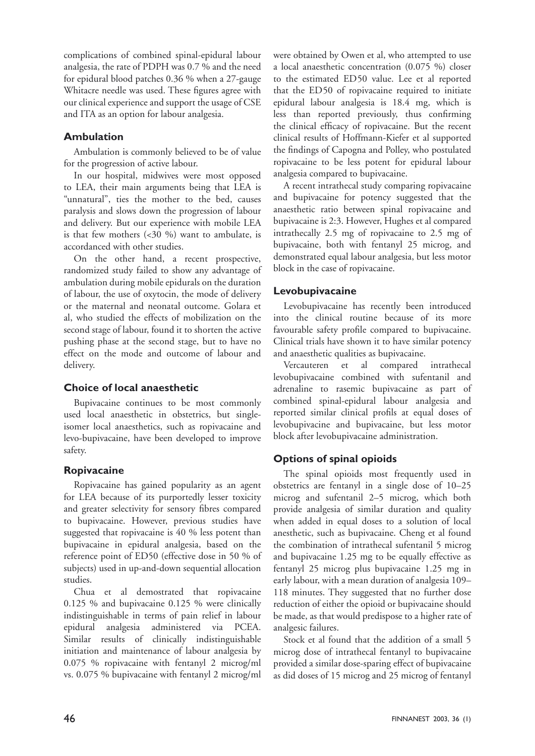complications of combined spinal-epidural labour analgesia, the rate of PDPH was 0.7 % and the need for epidural blood patches 0.36 % when a 27-gauge Whitacre needle was used. These figures agree with our clinical experience and support the usage of CSE and ITA as an option for labour analgesia.

## Ambulation

Ambulation is commonly believed to be of value for the progression of active labour.

In our hospital, midwives were most opposed to LEA, their main arguments being that LEA is "unnatural", ties the mother to the bed, causes paralysis and slows down the progression of labour and delivery. But our experience with mobile LEA is that few mothers (<30 %) want to ambulate, is accordanced with other studies.

On the other hand, a recent prospective, randomized study failed to show any advantage of ambulation during mobile epidurals on the duration of labour, the use of oxytocin, the mode of delivery or the maternal and neonatal outcome. Golara et al, who studied the effects of mobilization on the second stage of labour, found it to shorten the active pushing phase at the second stage, but to have no effect on the mode and outcome of labour and delivery.

## Choice of local anaesthetic

Bupivacaine continues to be most commonly used local anaesthetic in obstetrics, but single-isomer local anaesthetics, such as ropivacaine and levo-bupivacaine, have been developed to improve safety.

## Ropivacaine

Ropivacaine has gained popularity as an agent for LEA because of its purportedly lesser toxicity and greater selectivity for sensory fibres compared to bupivacaine. However, previous studies have suggested that ropivacaine is 40 % less potent than bupivacaine in epidural analgesia, based on the reference point of ED50 (effective dose in 50 % of subjects) used in up-and-down sequential allocation studies.

Chua et al demostrated that ropivacaine 0.125 % and bupivacaine 0.125 % were clinically indistinguishable in terms of pain relief in labour epidural analgesia administered via PCEA. Similar results of clinically indistinguishable initiation and maintenance of labour analgesia by 0.075 % ropivacaine with fentanyl 2 microg/ml vs. 0.075 % bupivacaine with fentanyl 2 microg/ml were obtained by Owen et al, who attempted to use a local anaesthetic concentration (0.075 %) closer to the estimated ED50 value. Lee et al reported that the ED50 of ropivacaine required to initiate epidural labour analgesia is 18.4 mg, which is less than reported previously, thus confirming the clinical efficacy of ropivacaine. But the recent clinical results of Hoffmann-Kiefer et al supported the findings of Capogna and Polley, who postulated ropivacaine to be less potent for epidural labour analgesia compared to bupivacaine.

A recent intrathecal study comparing ropivacaine and bupivacaine for potency suggested that the anaesthetic ratio between spinal ropivacaine and bupivacaine is 2:3. However, Hughes et al compared intrathecally 2.5 mg of ropivacaine to 2.5 mg of bupivacaine, both with fentanyl 25 microg, and demonstrated equal labour analgesia, but less motor block in the case of ropivacaine.

## Levobupivacaine

Levobupivacaine has recently been introduced into the clinical routine because of its more favourable safety profile compared to bupivacaine. Clinical trials have shown it to have similar potency and anaesthetic qualities as bupivacaine.

Vercauteren et al compared intrathecal levobupivacaine combined with sufentanil and adrenaline to rasemic bupivacaine as part of combined spinal-epidural labour analgesia and reported similar clinical profils at equal doses of levobupivacine and bupivacaine, but less motor block after levobupivacaine administration.

## Options of spinal opioids

The spinal opioids most frequently used in obstetrics are fentanyl in a single dose of 10–25 microg and sufentanil 2–5 microg, which both provide analgesia of similar duration and quality when added in equal doses to a solution of local anesthetic, such as bupivacaine. Cheng et al found the combination of intrathecal sufentanil 5 microg and bupivacaine 1.25 mg to be equally effective as fentanyl 25 microg plus bupivacaine 1.25 mg in early labour, with a mean duration of analgesia 109–118 minutes. They suggested that no further dose reduction of either the opioid or bupivacaine should be made, as that would predispose to a higher rate of analgesic failures.

Stock et al found that the addition of a small 5 microg dose of intrathecal fentanyl to bupivacaine provided a similar dose-sparing effect of bupivacaine as did doses of 15 microg and 25 microg of fentanyl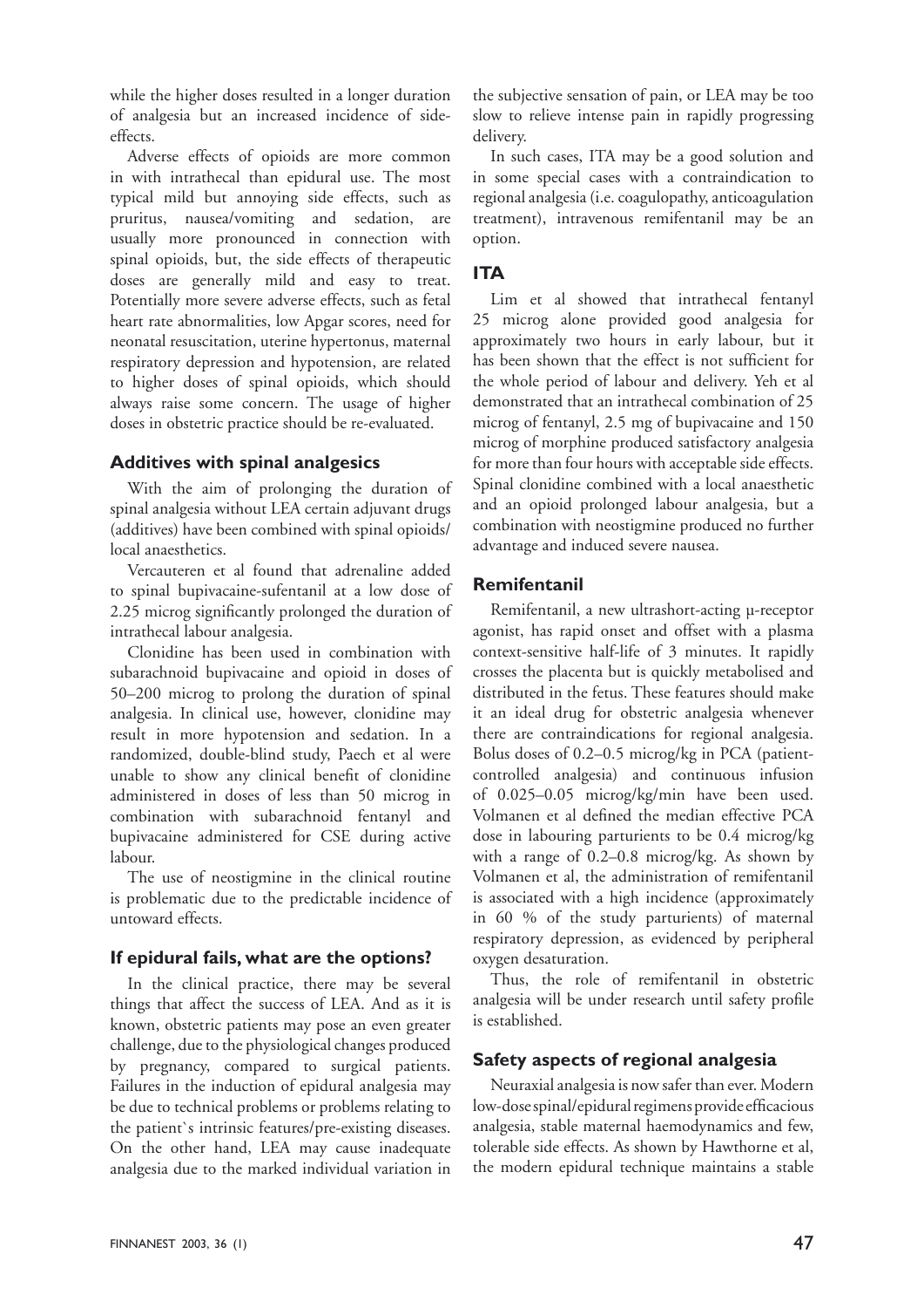while the higher doses resulted in a longer duration of analgesia but an increased incidence of side-effects.

Adverse effects of opioids are more common in with intrathecal than epidural use. The most typical mild but annoying side effects, such as pruritus, nausea/vomiting and sedation, are usually more pronounced in connection with spinal opioids, but, the side effects of therapeutic doses are generally mild and easy to treat. Potentially more severe adverse effects, such as fetal heart rate abnormalities, low Apgar scores, need for neonatal resuscitation, uterine hypertonus, maternal respiratory depression and hypotension, are related to higher doses of spinal opioids, which should always raise some concern. The usage of higher doses in obstetric practice should be re-evaluated.

## Additives with spinal analgesics

With the aim of prolonging the duration of spinal analgesia without LEA certain adjuvant drugs (additives) have been combined with spinal opioids/local anaesthetics.

Vercauteren et al found that adrenaline added to spinal bupivacaine-sufentanil at a low dose of 2.25 microg significantly prolonged the duration of intrathecal labour analgesia.

Clonidine has been used in combination with subarachnoid bupivacaine and opioid in doses of 50–200 microg to prolong the duration of spinal analgesia. In clinical use, however, clonidine may result in more hypotension and sedation. In a randomized, double-blind study, Paech et al were unable to show any clinical benefit of clonidine administered in doses of less than 50 microg in combination with subarachnoid fentanyl and bupivacaine administered for CSE during active labour.

The use of neostigmine in the clinical routine is problematic due to the predictable incidence of untoward effects.

## If epidural fails, what are the options?

In the clinical practice, there may be several things that affect the success of LEA. And as it is known, obstetric patients may pose an even greater challenge, due to the physiological changes produced by pregnancy, compared to surgical patients. Failures in the induction of epidural analgesia may be due to technical problems or problems relating to the patient`s intrinsic features/pre-existing diseases. On the other hand, LEA may cause inadequate analgesia due to the marked individual variation in the subjective sensation of pain, or LEA may be too slow to relieve intense pain in rapidly progressing delivery.

In such cases, ITA may be a good solution and in some special cases with a contraindication to regional analgesia (i.e. coagulopathy, anticoagulation treatment), intravenous remifentanil may be an option.

## ITA

Lim et al showed that intrathecal fentanyl 25 microg alone provided good analgesia for approximately two hours in early labour, but it has been shown that the effect is not sufficient for the whole period of labour and delivery. Yeh et al demonstrated that an intrathecal combination of 25 microg of fentanyl, 2.5 mg of bupivacaine and 150 microg of morphine produced satisfactory analgesia for more than four hours with acceptable side effects. Spinal clonidine combined with a local anaesthetic and an opioid prolonged labour analgesia, but a combination with neostigmine produced no further advantage and induced severe nausea.

## Remifentanil

Remifentanil, a new ultrashort-acting μ-receptor agonist, has rapid onset and offset with a plasma context-sensitive half-life of 3 minutes. It rapidly crosses the placenta but is quickly metabolised and distributed in the fetus. These features should make it an ideal drug for obstetric analgesia whenever there are contraindications for regional analgesia. Bolus doses of 0.2–0.5 microg/kg in PCA (patient-controlled analgesia) and continuous infusion of 0.025–0.05 microg/kg/min have been used. Volmanen et al defined the median effective PCA dose in labouring parturients to be 0.4 microg/kg with a range of 0.2–0.8 microg/kg. As shown by Volmanen et al, the administration of remifentanil is associated with a high incidence (approximately in 60 % of the study parturients) of maternal respiratory depression, as evidenced by peripheral oxygen desaturation.

Thus, the role of remifentanil in obstetric analgesia will be under research until safety profile is established.

## Safety aspects of regional analgesia

Neuraxial analgesia is now safer than ever. Modern low-dose spinal/epidural regimens provide efficacious analgesia, stable maternal haemodynamics and few, tolerable side effects. As shown by Hawthorne et al, the modern epidural technique maintains a stable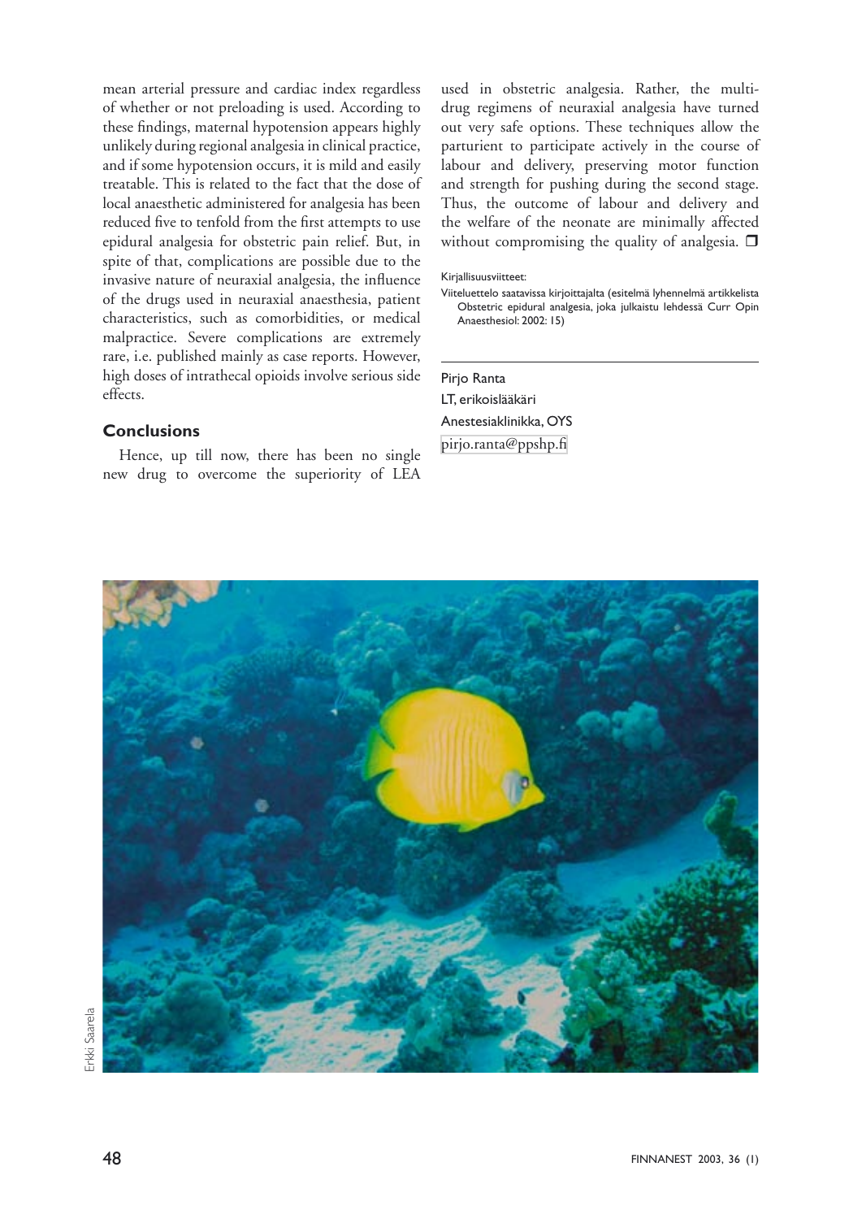mean arterial pressure and cardiac index regardless of whether or not preloading is used. According to these findings, maternal hypotension appears highly unlikely during regional analgesia in clinical practice, and if some hypotension occurs, it is mild and easily treatable. This is related to the fact that the dose of local anaesthetic administered for analgesia has been reduced five to tenfold from the first attempts to use epidural analgesia for obstetric pain relief. But, in spite of that, complications are possible due to the invasive nature of neuraxial analgesia, the influence of the drugs used in neuraxial anaesthesia, patient characteristics, such as comorbidities, or medical malpractice. Severe complications are extremely rare, i.e. published mainly as case reports. However, high doses of intrathecal opioids involve serious side effects.

## Conclusions

Hence, up till now, there has been no single new drug to overcome the superiority of LEA used in obstetric analgesia. Rather, the multi-drug regimens of neuraxial analgesia have turned out very safe options. These techniques allow the parturient to participate actively in the course of labour and delivery, preserving motor function and strength for pushing during the second stage. Thus, the outcome of labour and delivery and the welfare of the neonate are minimally affected without compromising the quality of analgesia. ❒

Kirjallisuusviitteet:

Viiteluettelo saatavissa kirjoittajalta (esitelmä lyhennelmä artikkelista Obstetric epidural analgesia, joka julkaistu lehdessä Curr Opin Anaesthesiol: 2002: 15)

---

Pirjo Ranta
LT, erikoislääkäri
Anestesiaklinikka, OYS
pirjo.ranta@ppshp.fi

Erkki Saarela